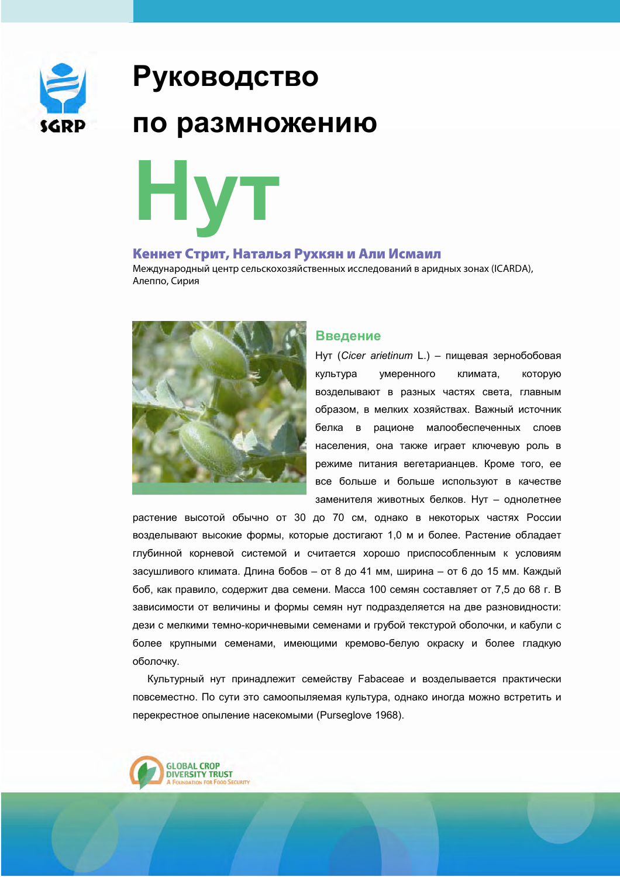SGRP

# Руководство по размножению

# Нут

**Кеннет Стрит, Наталья Рухкян и Али Исмаил**

Международный центр сельскохозяйственных исследований в аридных зонах (ICARDA), Алеппо, Сирия

## Введение

Нут (*Cicer arietinum* L.) – пищевая зернобобовая культура умеренного климата, которую возделывают в разных частях света, главным образом, в мелких хозяйствах. Важный источник белка в рационе малообеспеченных слоев населения, она также играет ключевую роль в режиме питания вегетарианцев. Кроме того, ее все больше и больше используют в качестве заменителя животных белков. Нут – однолетнее растение высотой обычно от 30 до 70 см, однако в некоторых частях России возделывают высокие формы, которые достигают 1,0 м и более. Растение обладает глубинной корневой системой и считается хорошо приспособленным к условиям засушливого климата. Длина бобов – от 8 до 41 мм, ширина – от 6 до 15 мм. Каждый боб, как правило, содержит два семени. Масса 100 семян составляет от 7,5 до 68 г. В зависимости от величины и формы семян нут подразделяется на две разновидности: дези с мелкими темно-коричневыми семенами и грубой текстурой оболочки, и кабули с более крупными семенами, имеющими кремово-белую окраску и более гладкую оболочку.

Культурный нут принадлежит семейству Fabaceae и возделывается практически повсеместно. По сути это самоопыляемая культура, однако иногда можно встретить и перекрестное опыление насекомыми (Purseglove 1968).

GLOBAL CROP DIVERSITY TRUST
A Foundation for Food Security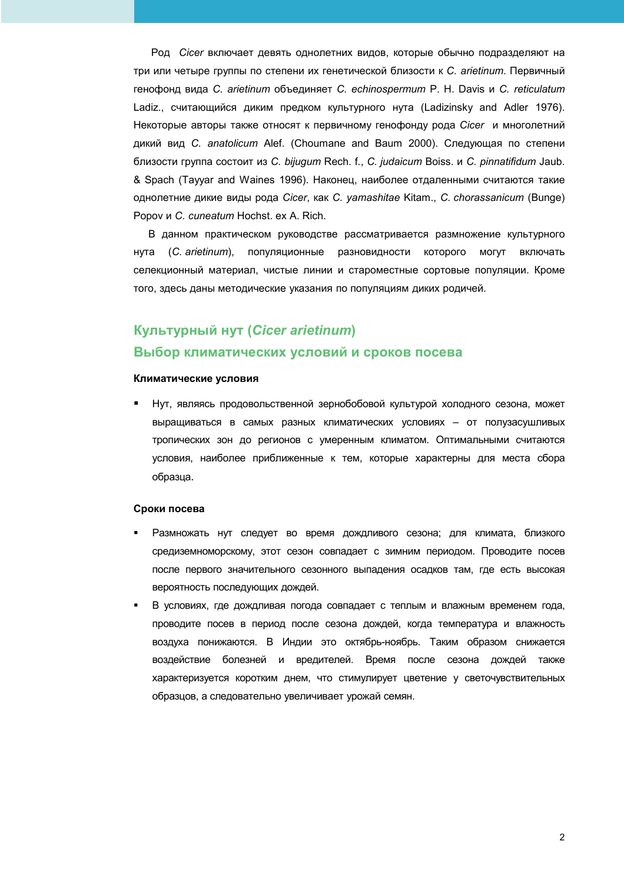Род *Cicer* включает девять однолетних видов, которые обычно подразделяют на три или четыре группы по степени их генетической близости к *C. arietinum*. Первичный генофонд вида *C. arietinum* объединяет *C. echinospermum* P. H. Davis и *C. reticulatum* Ladiz., считающийся диким предком культурного нута (Ladizinsky and Adler 1976). Некоторые авторы также относят к первичному генофонду рода *Cicer* и многолетний дикий вид *C. anatolicum* Alef. (Choumane and Baum 2000). Следующая по степени близости группа состоит из *C. bijugum* Rech. f., *C. judaicum* Boiss. и *C. pinnatifidum* Jaub. & Spach (Tayyar and Waines 1996). Наконец, наиболее отдаленными считаются такие однолетние дикие виды рода *Cicer*, как *C. yamashitae* Kitam., *C. chorassanicum* (Bunge) Popov и *C. cuneatum* Hochst. ex A. Rich.

В данном практическом руководстве рассматривается размножение культурного нута (*C. arietinum*), популяционные разновидности которого могут включать селекционный материал, чистые линии и староместные сортовые популяции. Кроме того, здесь даны методические указания по популяциям диких родичей.

## Культурный нут (*Cicer arietinum*)

## Выбор климатических условий и сроков посева

### Климатические условия

- Нут, являясь продовольственной зернобобовой культурой холодного сезона, может выращиваться в самых разных климатических условиях – от полузасушливых тропических зон до регионов с умеренным климатом. Оптимальными считаются условия, наиболее приближенные к тем, которые характерны для места сбора образца.

### Сроки посева

- Размножать нут следует во время дождливого сезона; для климата, близкого средиземноморскому, этот сезон совпадает с зимним периодом. Проводите посев после первого значительного сезонного выпадения осадков там, где есть высокая вероятность последующих дождей.
- В условиях, где дождливая погода совпадает с теплым и влажным временем года, проводите посев в период после сезона дождей, когда температура и влажность воздуха понижаются. В Индии это октябрь-ноябрь. Таким образом снижается воздействие болезней и вредителей. Время после сезона дождей также характеризуется коротким днем, что стимулирует цветение у светочувствительных образцов, а следовательно увеличивает урожай семян.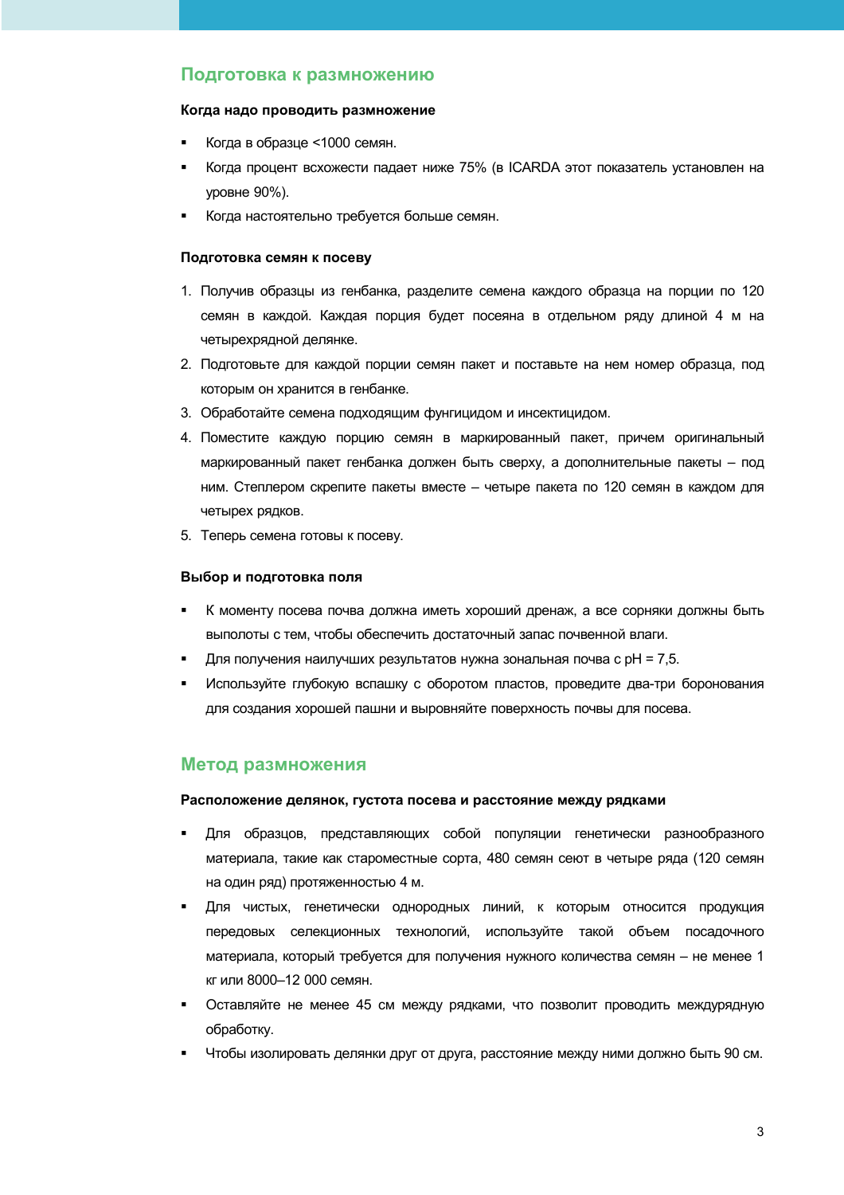## Подготовка к размножению

### Когда надо проводить размножение

- Когда в образце <1000 семян.
- Когда процент всхожести падает ниже 75% (в ICARDA этот показатель установлен на уровне 90%).
- Когда настоятельно требуется больше семян.

### Подготовка семян к посеву

1. Получив образцы из генбанка, разделите семена каждого образца на порции по 120 семян в каждой. Каждая порция будет посеяна в отдельном ряду длиной 4 м на четырехрядной делянке.
2. Подготовьте для каждой порции семян пакет и поставьте на нем номер образца, под которым он хранится в генбанке.
3. Обработайте семена подходящим фунгицидом и инсектицидом.
4. Поместите каждую порцию семян в маркированный пакет, причем оригинальный маркированный пакет генбанка должен быть сверху, а дополнительные пакеты – под ним. Степлером скрепите пакеты вместе – четыре пакета по 120 семян в каждом для четырех рядков.
5. Теперь семена готовы к посеву.

### Выбор и подготовка поля

- К моменту посева почва должна иметь хороший дренаж, а все сорняки должны быть выполоты с тем, чтобы обеспечить достаточный запас почвенной влаги.
- Для получения наилучших результатов нужна зональная почва с pH = 7,5.
- Используйте глубокую вспашку с оборотом пластов, проведите два-три боронования для создания хорошей пашни и выровняйте поверхность почвы для посева.

## Метод размножения

### Расположение делянок, густота посева и расстояние между рядками

- Для образцов, представляющих собой популяции генетически разнообразного материала, такие как староместные сорта, 480 семян сеют в четыре ряда (120 семян на один ряд) протяженностью 4 м.
- Для чистых, генетически однородных линий, к которым относится продукция передовых селекционных технологий, используйте такой объем посадочного материала, который требуется для получения нужного количества семян – не менее 1 кг или 8000–12 000 семян.
- Оставляйте не менее 45 см между рядками, что позволит проводить междурядную обработку.
- Чтобы изолировать делянки друг от друга, расстояние между ними должно быть 90 см.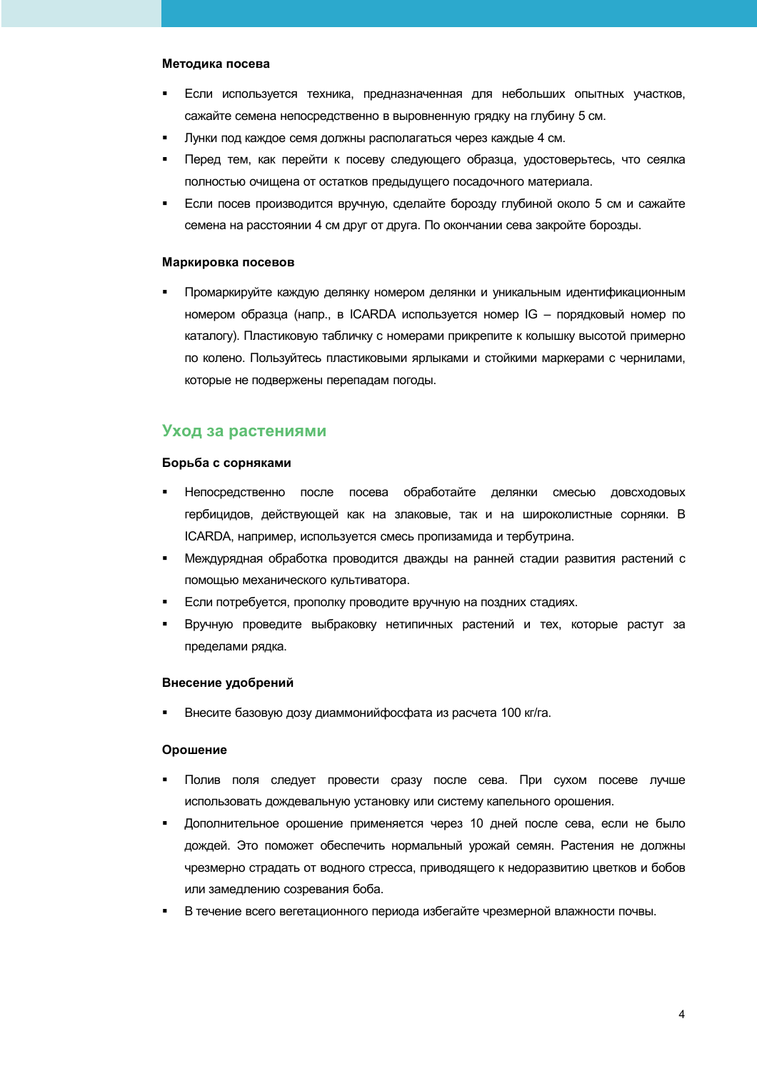#### Методика посева

- Если используется техника, предназначенная для небольших опытных участков, сажайте семена непосредственно в выровненную грядку на глубину 5 см.
- Лунки под каждое семя должны располагаться через каждые 4 см.
- Перед тем, как перейти к посеву следующего образца, удостоверьтесь, что сеялка полностью очищена от остатков предыдущего посадочного материала.
- Если посев производится вручную, сделайте борозду глубиной около 5 см и сажайте семена на расстоянии 4 см друг от друга. По окончании сева закройте борозды.

#### Маркировка посевов

- Промаркируйте каждую делянку номером делянки и уникальным идентификационным номером образца (напр., в ICARDA используется номер IG – порядковый номер по каталогу). Пластиковую табличку с номерами прикрепите к колышку высотой примерно по колено. Пользуйтесь пластиковыми ярлыками и стойкими маркерами с чернилами, которые не подвержены перепадам погоды.

## Уход за растениями

#### Борьба с сорняками

- Непосредственно после посева обработайте делянки смесью довсходовых гербицидов, действующей как на злаковые, так и на широколистные сорняки. В ICARDA, например, используется смесь пропизамида и тербутрина.
- Междурядная обработка проводится дважды на ранней стадии развития растений с помощью механического культиватора.
- Если потребуется, прополку проводите вручную на поздних стадиях.
- Вручную проведите выбраковку нетипичных растений и тех, которые растут за пределами рядка.

#### Внесение удобрений

- Внесите базовую дозу диаммонийфосфата из расчета 100 кг/га.

#### Орошение

- Полив поля следует провести сразу после сева. При сухом посеве лучше использовать дождевальную установку или систему капельного орошения.
- Дополнительное орошение применяется через 10 дней после сева, если не было дождей. Это поможет обеспечить нормальный урожай семян. Растения не должны чрезмерно страдать от водного стресса, приводящего к недоразвитию цветков и бобов или замедлению созревания боба.
- В течение всего вегетационного периода избегайте чрезмерной влажности почвы.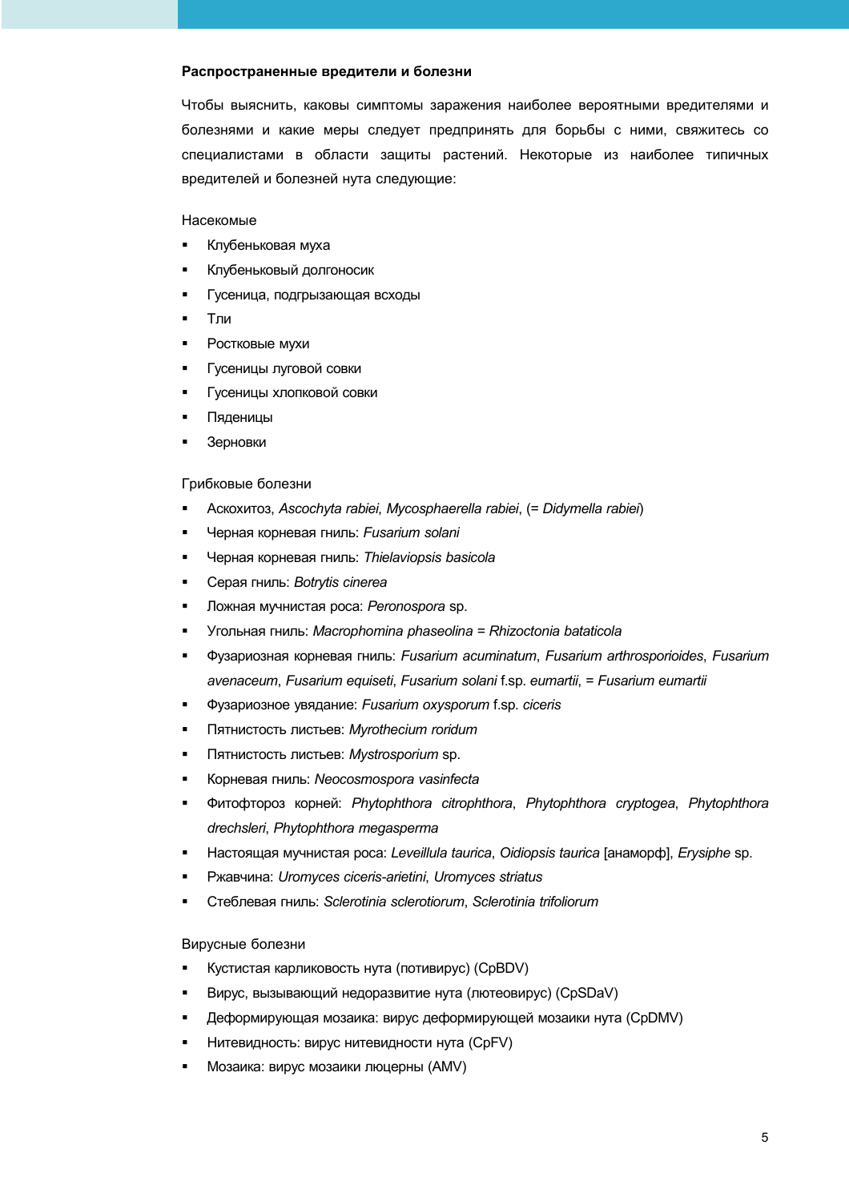**Распространенные вредители и болезни**

Чтобы выяснить, каковы симптомы заражения наиболее вероятными вредителями и болезнями и какие меры следует предпринять для борьбы с ними, свяжитесь со специалистами в области защиты растений. Некоторые из наиболее типичных вредителей и болезней нута следующие:

Насекомые

- Клубеньковая муха
- Клубеньковый долгоносик
- Гусеница, подгрызающая всходы
- Тли
- Ростковые мухи
- Гусеницы луговой совки
- Гусеницы хлопковой совки
- Пяденицы
- Зерновки

Грибковые болезни

- Аскохитоз, *Ascochyta rabiei*, *Mycosphaerella rabiei*, (= *Didymella rabiei*)
- Черная корневая гниль: *Fusarium solani*
- Черная корневая гниль: *Thielaviopsis basicola*
- Серая гниль: *Botrytis cinerea*
- Ложная мучнистая роса: *Peronospora* sp.
- Угольная гниль: *Macrophomina phaseolina = Rhizoctonia bataticola*
- Фузариозная корневая гниль: *Fusarium acuminatum*, *Fusarium arthrosporioides*, *Fusarium avenaceum*, *Fusarium equiseti*, *Fusarium solani* f.sp. *eumartii*, = *Fusarium eumartii*
- Фузариозное увядание: *Fusarium oxysporum* f.sp. *ciceris*
- Пятнистость листьев: *Myrothecium roridum*
- Пятнистость листьев: *Mystrosporium* sp.
- Корневая гниль: *Neocosmospora vasinfecta*
- Фитофтороз корней: *Phytophthora citrophthora*, *Phytophthora cryptogea*, *Phytophthora drechsleri*, *Phytophthora megasperma*
- Настоящая мучнистая роса: *Leveillula taurica*, *Oidiopsis taurica* [анаморф], *Erysiphe* sp.
- Ржавчина: *Uromyces ciceris-arietini*, *Uromyces striatus*
- Стеблевая гниль: *Sclerotinia sclerotiorum*, *Sclerotinia trifoliorum*

Вирусные болезни

- Кустистая карликовость нута (потивирус) (CpBDV)
- Вирус, вызывающий недоразвитие нута (лютеовирус) (CpSDaV)
- Деформирующая мозаика: вирус деформирующей мозаики нута (CpDMV)
- Нитевидность: вирус нитевидности нута (CpFV)
- Мозаика: вирус мозаики люцерны (AMV)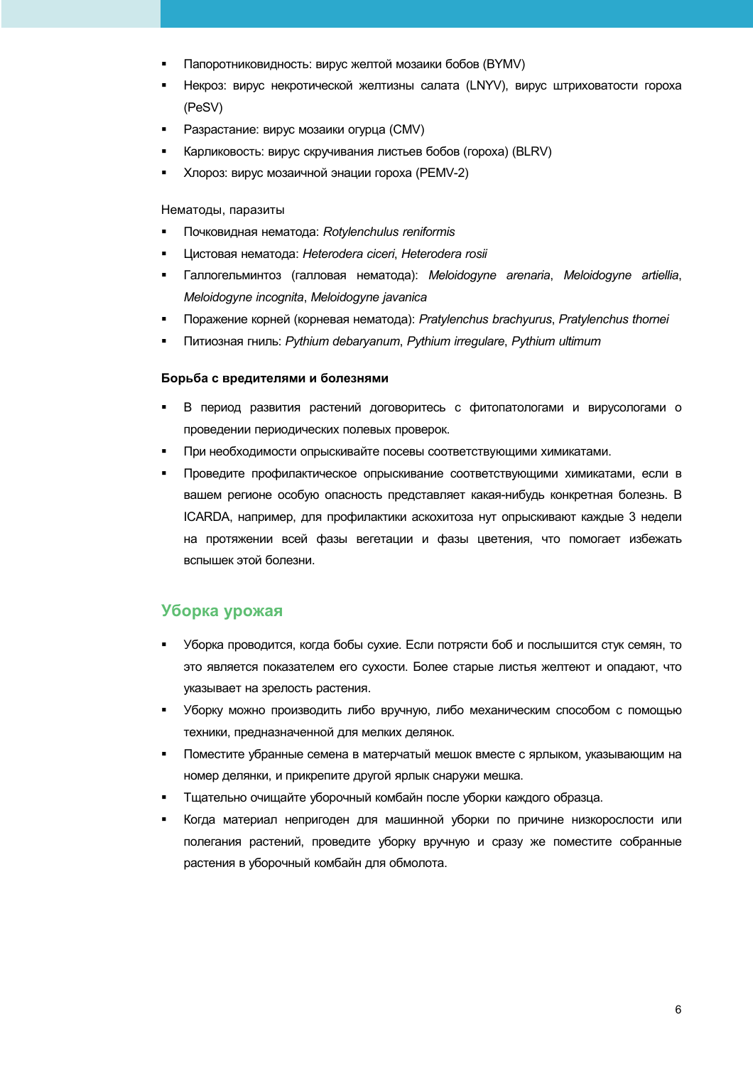- Папоротниковидность: вирус желтой мозаики бобов (BYMV)
- Некроз: вирус некротической желтизны салата (LNYV), вирус штриховатости гороха (PeSV)
- Разрастание: вирус мозаики огурца (CMV)
- Карликовость: вирус скручивания листьев бобов (гороха) (BLRV)
- Хлороз: вирус мозаичной энации гороха (PEMV-2)

Нематоды, паразиты

- Почковидная нематода: *Rotylenchulus reniformis*
- Цистовая нематода: *Heterodera ciceri*, *Heterodera rosii*
- Галлогельминтоз (галловая нематода): *Meloidogyne arenaria*, *Meloidogyne artiellia*, *Meloidogyne incognita*, *Meloidogyne javanica*
- Поражение корней (корневая нематода): *Pratylenchus brachyurus*, *Pratylenchus thornei*
- Питиозная гниль: *Pythium debaryanum*, *Pythium irregulare*, *Pythium ultimum*

**Борьба с вредителями и болезнями**

- В период развития растений договоритесь с фитопатологами и вирусологами о проведении периодических полевых проверок.
- При необходимости опрыскивайте посевы соответствующими химикатами.
- Проведите профилактическое опрыскивание соответствующими химикатами, если в вашем регионе особую опасность представляет какая-нибудь конкретная болезнь. В ICARDA, например, для профилактики аскохитоза нут опрыскивают каждые 3 недели на протяжении всей фазы вегетации и фазы цветения, что помогает избежать вспышек этой болезни.

## Уборка урожая

- Уборка проводится, когда бобы сухие. Если потрясти боб и послышится стук семян, то это является показателем его сухости. Более старые листья желтеют и опадают, что указывает на зрелость растения.
- Уборку можно производить либо вручную, либо механическим способом с помощью техники, предназначенной для мелких делянок.
- Поместите убранные семена в матерчатый мешок вместе с ярлыком, указывающим на номер делянки, и прикрепите другой ярлык снаружи мешка.
- Тщательно очищайте уборочный комбайн после уборки каждого образца.
- Когда материал непригоден для машинной уборки по причине низкорослости или полегания растений, проведите уборку вручную и сразу же поместите собранные растения в уборочный комбайн для обмолота.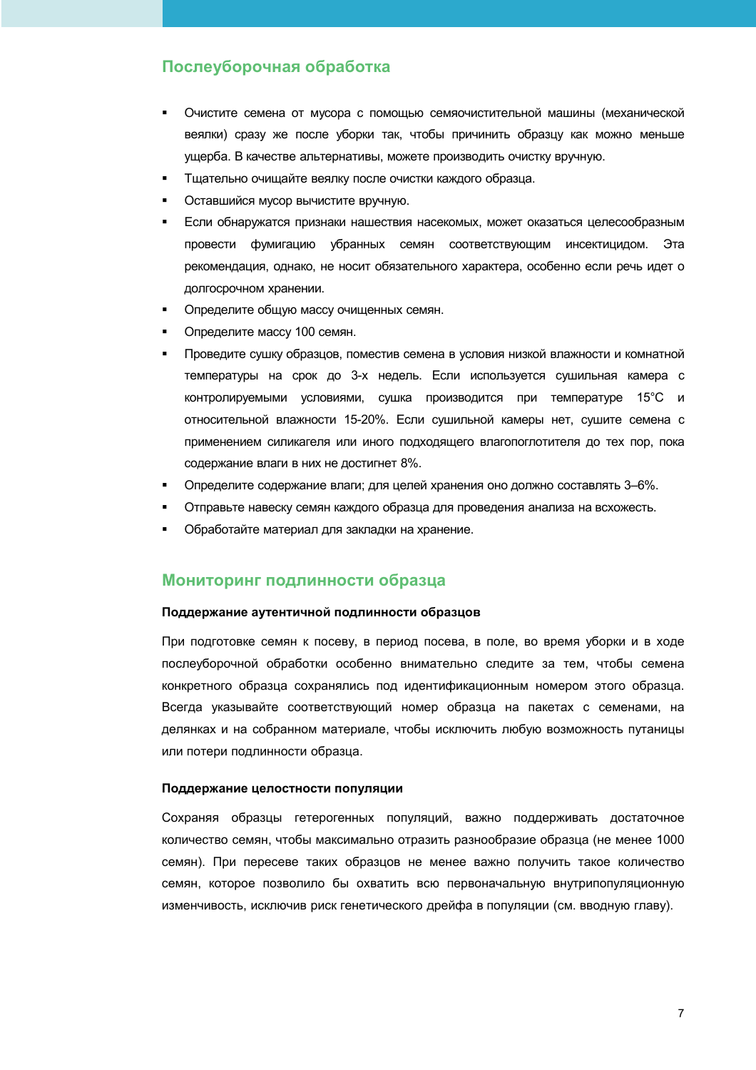## Послеуборочная обработка

- Очистите семена от мусора с помощью семяочистительной машины (механической веялки) сразу же после уборки так, чтобы причинить образцу как можно меньше ущерба. В качестве альтернативы, можете производить очистку вручную.
- Тщательно очищайте веялку после очистки каждого образца.
- Оставшийся мусор вычистите вручную.
- Если обнаружатся признаки нашествия насекомых, может оказаться целесообразным провести фумигацию убранных семян соответствующим инсектицидом. Эта рекомендация, однако, не носит обязательного характера, особенно если речь идет о долгосрочном хранении.
- Определите общую массу очищенных семян.
- Определите массу 100 семян.
- Проведите сушку образцов, поместив семена в условия низкой влажности и комнатной температуры на срок до 3-х недель. Если используется сушильная камера с контролируемыми условиями, сушка производится при температуре 15°C и относительной влажности 15-20%. Если сушильной камеры нет, сушите семена с применением силикагеля или иного подходящего влагопоглотителя до тех пор, пока содержание влаги в них не достигнет 8%.
- Определите содержание влаги; для целей хранения оно должно составлять 3–6%.
- Отправьте навеску семян каждого образца для проведения анализа на всхожесть.
- Обработайте материал для закладки на хранение.

## Мониторинг подлинности образца

**Поддержание аутентичной подлинности образцов**

При подготовке семян к посеву, в период посева, в поле, во время уборки и в ходе послеуборочной обработки особенно внимательно следите за тем, чтобы семена конкретного образца сохранялись под идентификационным номером этого образца. Всегда указывайте соответствующий номер образца на пакетах с семенами, на делянках и на собранном материале, чтобы исключить любую возможность путаницы или потери подлинности образца.

**Поддержание целостности популяции**

Сохраняя образцы гетерогенных популяций, важно поддерживать достаточное количество семян, чтобы максимально отразить разнообразие образца (не менее 1000 семян). При пересеве таких образцов не менее важно получить такое количество семян, которое позволило бы охватить всю первоначальную внутрипопуляционную изменчивость, исключив риск генетического дрейфа в популяции (см. вводную главу).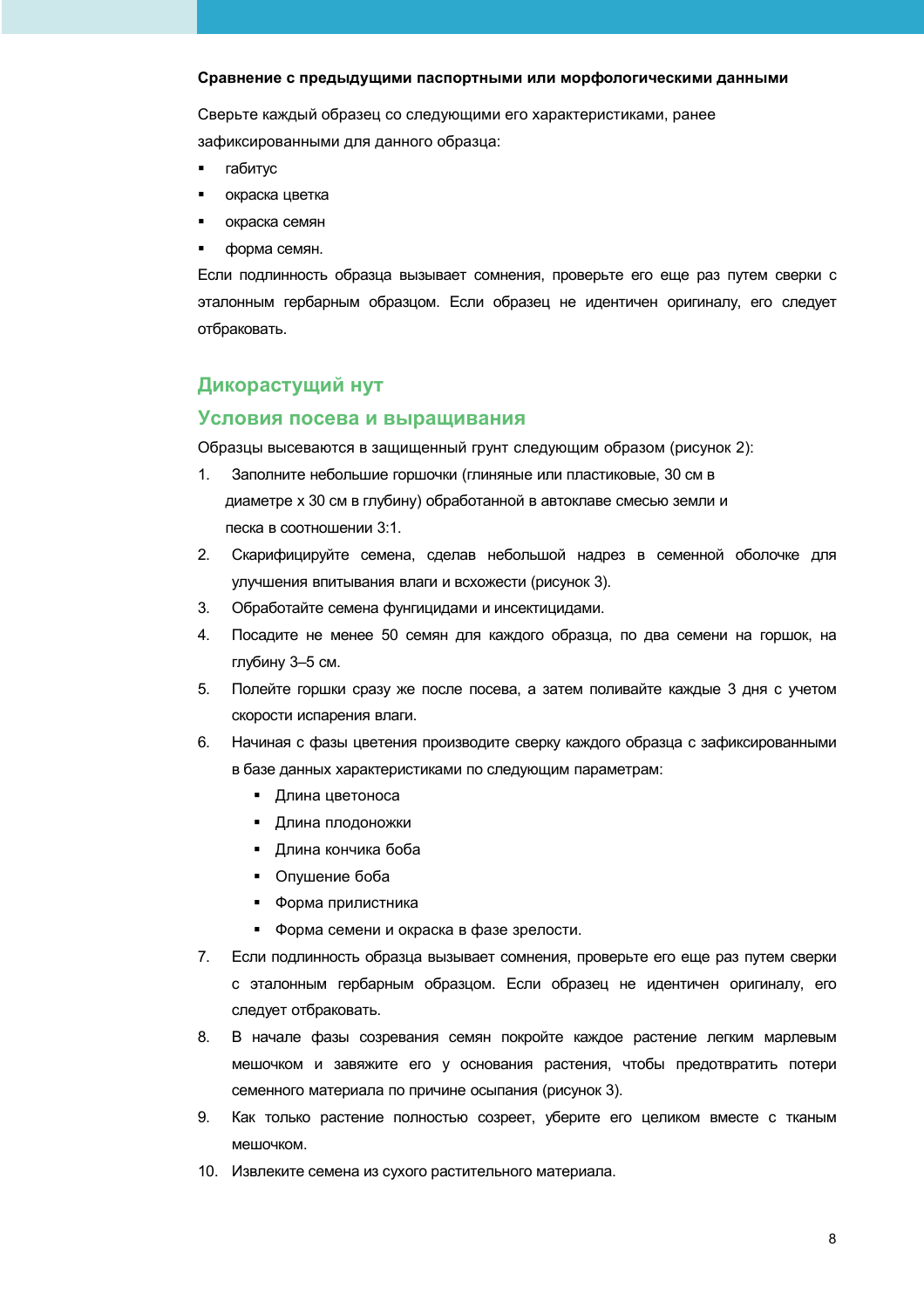**Сравнение с предыдущими паспортными или морфологическими данными**

Сверьте каждый образец со следующими его характеристиками, ранее зафиксированными для данного образца:

- габитус
- окраска цветка
- окраска семян
- форма семян.

Если подлинность образца вызывает сомнения, проверьте его еще раз путем сверки с эталонным гербарным образцом. Если образец не идентичен оригиналу, его следует отбраковать.

## Дикорастущий нут

### Условия посева и выращивания

Образцы высеваются в защищенный грунт следующим образом (рисунок 2):

1. Заполните небольшие горшочки (глиняные или пластиковые, 30 см в диаметре x 30 см в глубину) обработанной в автоклаве смесью земли и песка в соотношении 3:1.
2. Скарифицируйте семена, сделав небольшой надрез в семенной оболочке для улучшения впитывания влаги и всхожести (рисунок 3).
3. Обработайте семена фунгицидами и инсектицидами.
4. Посадите не менее 50 семян для каждого образца, по два семени на горшок, на глубину 3–5 см.
5. Полейте горшки сразу же после посева, а затем поливайте каждые 3 дня с учетом скорости испарения влаги.
6. Начиная с фазы цветения производите сверку каждого образца с зафиксированными в базе данных характеристиками по следующим параметрам:
   - Длина цветоноса
   - Длина плодоножки
   - Длина кончика боба
   - Опушение боба
   - Форма прилистника
   - Форма семени и окраска в фазе зрелости.
7. Если подлинность образца вызывает сомнения, проверьте его еще раз путем сверки с эталонным гербарным образцом. Если образец не идентичен оригиналу, его следует отбраковать.
8. В начале фазы созревания семян покройте каждое растение легким марлевым мешочком и завяжите его у основания растения, чтобы предотвратить потери семенного материала по причине осыпания (рисунок 3).
9. Как только растение полностью созреет, уберите его целиком вместе с тканым мешочком.
10. Извлеките семена из сухого растительного материала.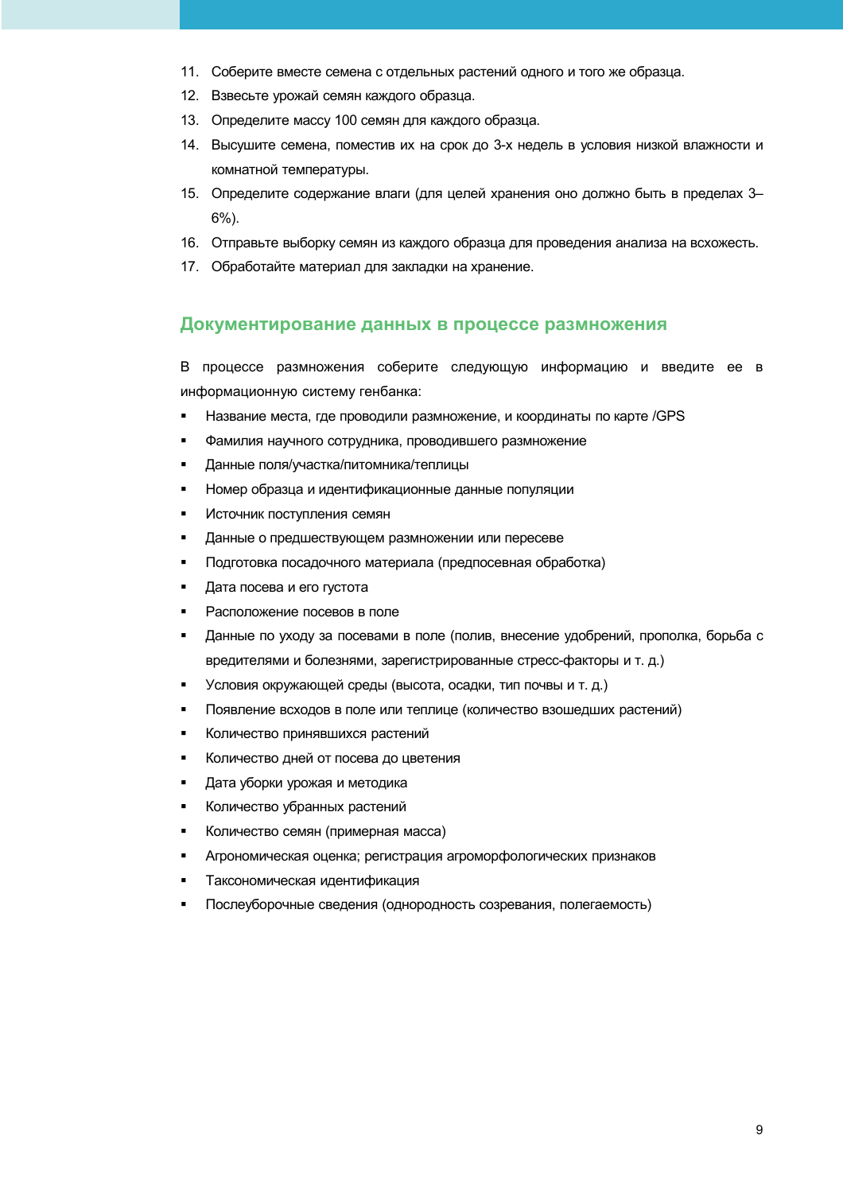11. Соберите вместе семена с отдельных растений одного и того же образца.
12. Взвесьте урожай семян каждого образца.
13. Определите массу 100 семян для каждого образца.
14. Высушите семена, поместив их на срок до 3-х недель в условия низкой влажности и комнатной температуры.
15. Определите содержание влаги (для целей хранения оно должно быть в пределах 3–6%).
16. Отправьте выборку семян из каждого образца для проведения анализа на всхожесть.
17. Обработайте материал для закладки на хранение.

## Документирование данных в процессе размножения

В процессе размножения соберите следующую информацию и введите ее в информационную систему генбанка:

- Название места, где проводили размножение, и координаты по карте /GPS
- Фамилия научного сотрудника, проводившего размножение
- Данные поля/участка/питомника/теплицы
- Номер образца и идентификационные данные популяции
- Источник поступления семян
- Данные о предшествующем размножении или пересеве
- Подготовка посадочного материала (предпосевная обработка)
- Дата посева и его густота
- Расположение посевов в поле
- Данные по уходу за посевами в поле (полив, внесение удобрений, прополка, борьба с вредителями и болезнями, зарегистрированные стресс-факторы и т. д.)
- Условия окружающей среды (высота, осадки, тип почвы и т. д.)
- Появление всходов в поле или теплице (количество взошедших растений)
- Количество принявшихся растений
- Количество дней от посева до цветения
- Дата уборки урожая и методика
- Количество убранных растений
- Количество семян (примерная масса)
- Агрономическая оценка; регистрация агроморфологических признаков
- Таксономическая идентификация
- Послеуборочные сведения (однородность созревания, полегаемость)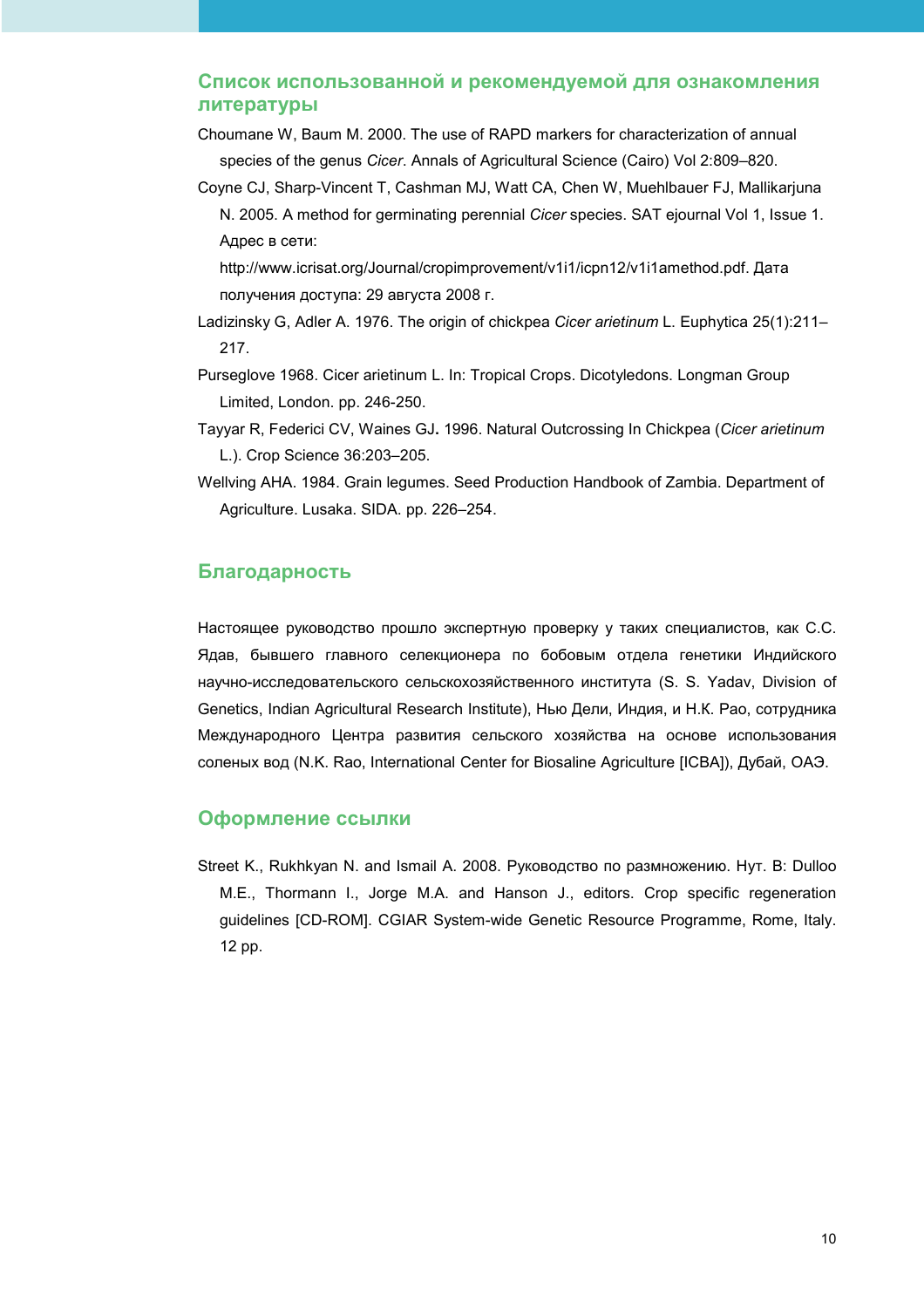## Список использованной и рекомендуемой для ознакомления литературы

Choumane W, Baum M. 2000. The use of RAPD markers for characterization of annual species of the genus *Cicer*. Annals of Agricultural Science (Cairo) Vol 2:809–820.

Coyne CJ, Sharp-Vincent T, Cashman MJ, Watt CA, Chen W, Muehlbauer FJ, Mallikarjuna N. 2005. A method for germinating perennial *Cicer* species. SAT ejournal Vol 1, Issue 1. Адрес в сети: http://www.icrisat.org/Journal/cropimprovement/v1i1/icpn12/v1i1amethod.pdf. Дата получения доступа: 29 августа 2008 г.

Ladizinsky G, Adler A. 1976. The origin of chickpea *Cicer arietinum* L. Euphytica 25(1):211–217.

Purseglove 1968. Cicer arietinum L. In: Tropical Crops. Dicotyledons. Longman Group Limited, London. pp. 246-250.

Tayyar R, Federici CV, Waines GJ. 1996. Natural Outcrossing In Chickpea (*Cicer arietinum* L.). Crop Science 36:203–205.

Wellving AHA. 1984. Grain legumes. Seed Production Handbook of Zambia. Department of Agriculture. Lusaka. SIDA. pp. 226–254.

## Благодарность

Настоящее руководство прошло экспертную проверку у таких специалистов, как С.С. Ядав, бывшего главного селекционера по бобовым отдела генетики Индийского научно-исследовательского сельскохозяйственного института (S. S. Yadav, Division of Genetics, Indian Agricultural Research Institute), Нью Дели, Индия, и Н.К. Рао, сотрудника Международного Центра развития сельского хозяйства на основе использования соленых вод (N.K. Rao, International Center for Biosaline Agriculture [ICBA]), Дубай, ОАЭ.

## Оформление ссылки

Street K., Rukhkyan N. and Ismail A. 2008. Руководство по размножению. Нут. В: Dulloo M.E., Thormann I., Jorge M.A. and Hanson J., editors. Crop specific regeneration guidelines [CD-ROM]. CGIAR System-wide Genetic Resource Programme, Rome, Italy. 12 pp.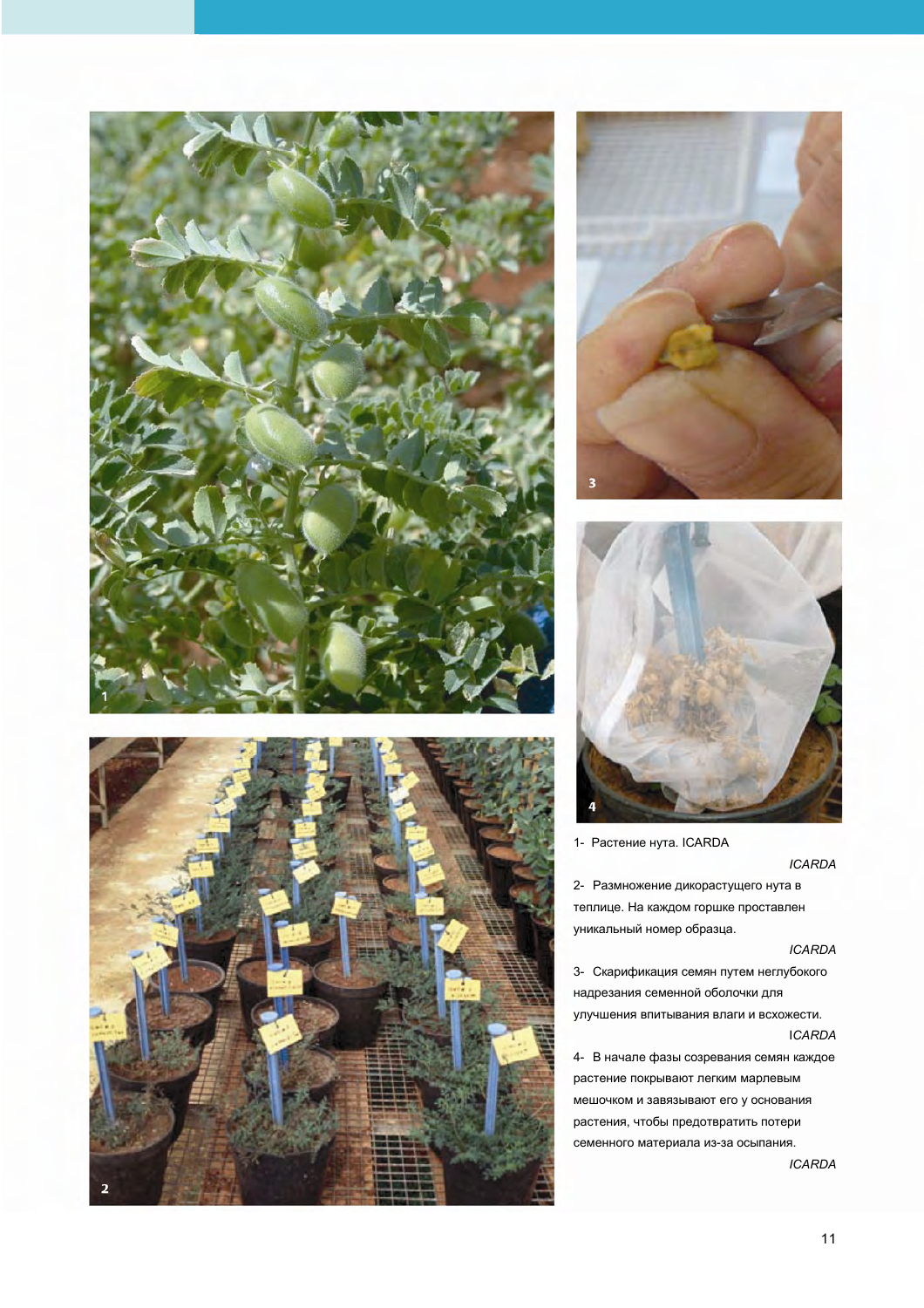1- Растение нута. ICARDA

*ICARDA*

2- Размножение дикорастущего нута в теплице. На каждом горшке проставлен уникальный номер образца.

*ICARDA*

3- Скарификация семян путем неглубокого надрезания семенной оболочки для улучшения впитывания влаги и всхожести.

ICARDA

4- В начале фазы созревания семян каждое растение покрывают легким марлевым мешочком и завязывают его у основания растения, чтобы предотвратить потери семенного материала из-за осыпания.

*ICARDA*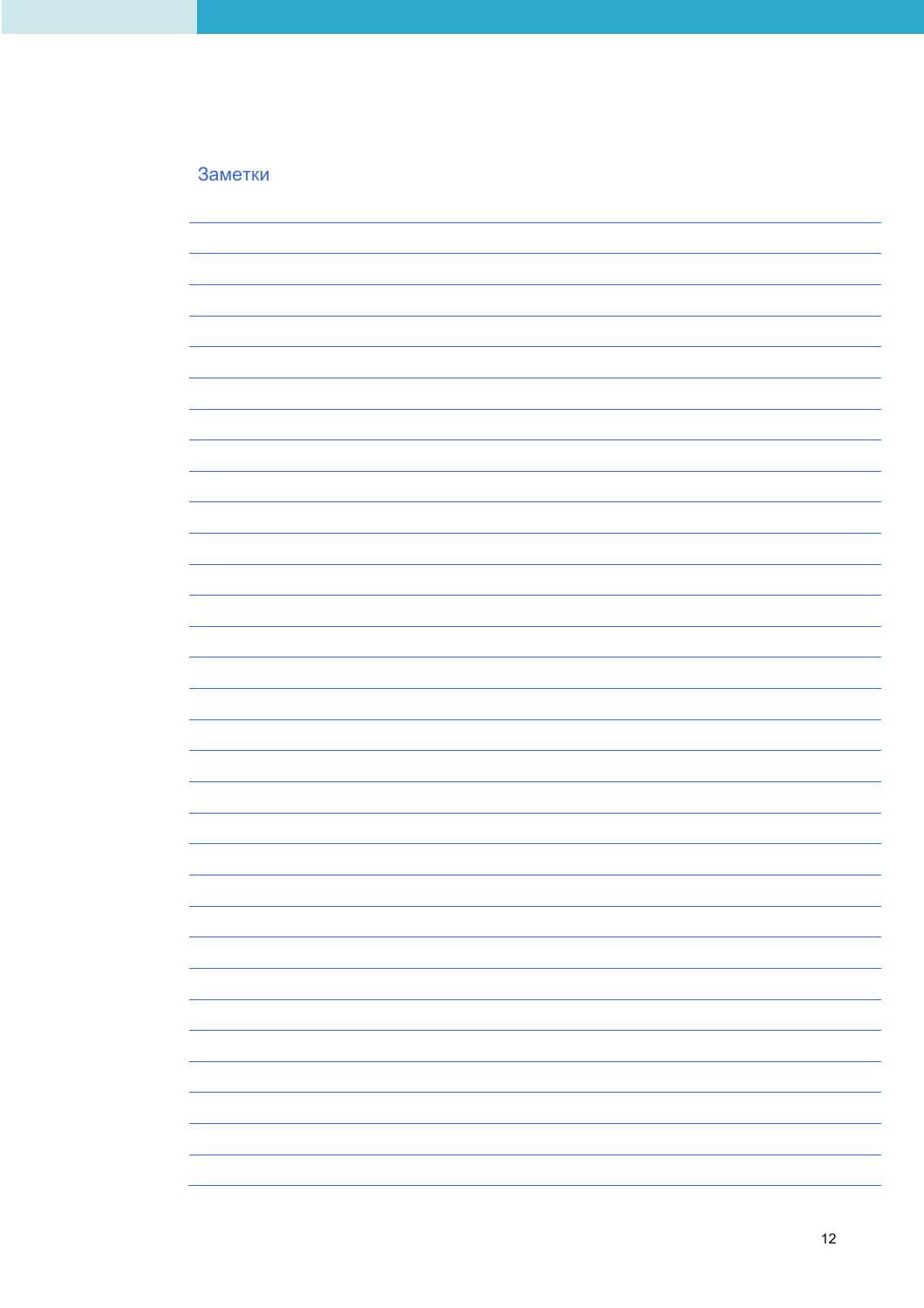## Заметки